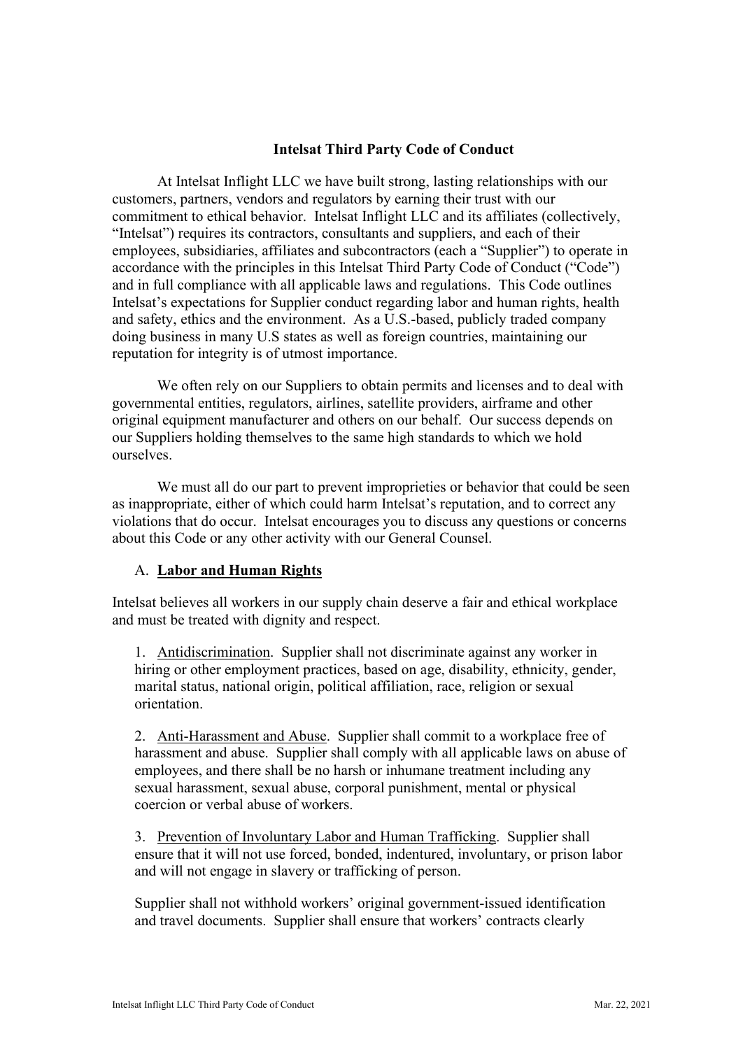# Intelsat Third Party Code of Conduct

At Intelsat Inflight LLC we have built strong, lasting relationships with our customers, partners, vendors and regulators by earning their trust with our commitment to ethical behavior. Intelsat Inflight LLC and its affiliates (collectively, "Intelsat") requires its contractors, consultants and suppliers, and each of their employees, subsidiaries, affiliates and subcontractors (each a "Supplier") to operate in accordance with the principles in this Intelsat Third Party Code of Conduct ("Code") and in full compliance with all applicable laws and regulations. This Code outlines Intelsat's expectations for Supplier conduct regarding labor and human rights, health and safety, ethics and the environment. As a U.S.-based, publicly traded company doing business in many U.S states as well as foreign countries, maintaining our reputation for integrity is of utmost importance.

We often rely on our Suppliers to obtain permits and licenses and to deal with governmental entities, regulators, airlines, satellite providers, airframe and other original equipment manufacturer and others on our behalf. Our success depends on our Suppliers holding themselves to the same high standards to which we hold ourselves.

We must all do our part to prevent improprieties or behavior that could be seen as inappropriate, either of which could harm Intelsat's reputation, and to correct any violations that do occur. Intelsat encourages you to discuss any questions or concerns about this Code or any other activity with our General Counsel.

## A. Labor and Human Rights

Intelsat believes all workers in our supply chain deserve a fair and ethical workplace and must be treated with dignity and respect.

1. Antidiscrimination. Supplier shall not discriminate against any worker in hiring or other employment practices, based on age, disability, ethnicity, gender, marital status, national origin, political affiliation, race, religion or sexual orientation.

2. Anti-Harassment and Abuse. Supplier shall commit to a workplace free of harassment and abuse. Supplier shall comply with all applicable laws on abuse of employees, and there shall be no harsh or inhumane treatment including any sexual harassment, sexual abuse, corporal punishment, mental or physical coercion or verbal abuse of workers.

3. Prevention of Involuntary Labor and Human Trafficking. Supplier shall ensure that it will not use forced, bonded, indentured, involuntary, or prison labor and will not engage in slavery or trafficking of person.

Supplier shall not withhold workers' original government-issued identification and travel documents. Supplier shall ensure that workers' contracts clearly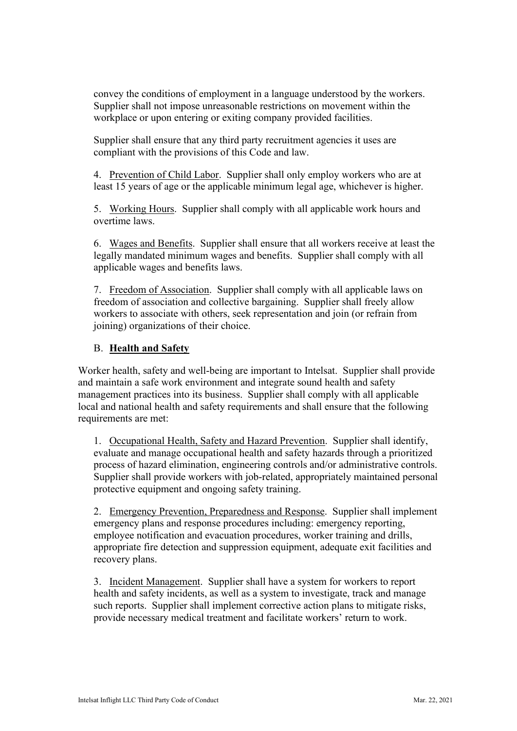convey the conditions of employment in a language understood by the workers. Supplier shall not impose unreasonable restrictions on movement within the workplace or upon entering or exiting company provided facilities.

Supplier shall ensure that any third party recruitment agencies it uses are compliant with the provisions of this Code and law.

4. Prevention of Child Labor. Supplier shall only employ workers who are at least 15 years of age or the applicable minimum legal age, whichever is higher.

5. Working Hours. Supplier shall comply with all applicable work hours and overtime laws.

6. Wages and Benefits. Supplier shall ensure that all workers receive at least the legally mandated minimum wages and benefits. Supplier shall comply with all applicable wages and benefits laws.

7. Freedom of Association. Supplier shall comply with all applicable laws on freedom of association and collective bargaining. Supplier shall freely allow workers to associate with others, seek representation and join (or refrain from joining) organizations of their choice.

## B. **Health and Safety**

Worker health, safety and well-being are important to Intelsat. Supplier shall provide and maintain a safe work environment and integrate sound health and safety management practices into its business. Supplier shall comply with all applicable local and national health and safety requirements and shall ensure that the following requirements are met:

1. Occupational Health, Safety and Hazard Prevention. Supplier shall identify, evaluate and manage occupational health and safety hazards through a prioritized process of hazard elimination, engineering controls and/or administrative controls. Supplier shall provide workers with job-related, appropriately maintained personal protective equipment and ongoing safety training.

2. Emergency Prevention, Preparedness and Response. Supplier shall implement emergency plans and response procedures including: emergency reporting, employee notification and evacuation procedures, worker training and drills, appropriate fire detection and suppression equipment, adequate exit facilities and recovery plans.

3. Incident Management. Supplier shall have a system for workers to report health and safety incidents, as well as a system to investigate, track and manage such reports. Supplier shall implement corrective action plans to mitigate risks, provide necessary medical treatment and facilitate workers' return to work.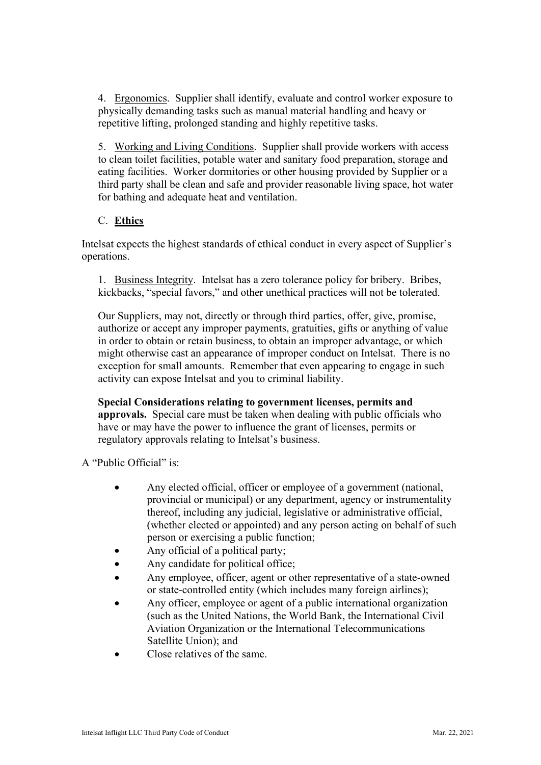4. Ergonomics. Supplier shall identify, evaluate and control worker exposure to physically demanding tasks such as manual material handling and heavy or repetitive lifting, prolonged standing and highly repetitive tasks.

5. Working and Living Conditions. Supplier shall provide workers with access to clean toilet facilities, potable water and sanitary food preparation, storage and eating facilities. Worker dormitories or other housing provided by Supplier or a third party shall be clean and safe and provider reasonable living space, hot water for bathing and adequate heat and ventilation.

### C. Ethics

Intelsat expects the highest standards of ethical conduct in every aspect of Supplier's operations.

1. Business Integrity. Intelsat has a zero tolerance policy for bribery. Bribes, kickbacks, "special favors," and other unethical practices will not be tolerated.

Our Suppliers, may not, directly or through third parties, offer, give, promise, authorize or accept any improper payments, gratuities, gifts or anything of value in order to obtain or retain business, to obtain an improper advantage, or which might otherwise cast an appearance of improper conduct on Intelsat. There is no exception for small amounts. Remember that even appearing to engage in such activity can expose Intelsat and you to criminal liability.

**Special Considerations relating to government licenses, permits and approvals.** Special care must be taken when dealing with public officials who have or may have the power to influence the grant of licenses, permits or regulatory approvals relating to Intelsat's business.

A "Public Official" is:

- Any elected official, officer or employee of a government (national, provincial or municipal) or any department, agency or instrumentality thereof, including any judicial, legislative or administrative official, (whether elected or appointed) and any person acting on behalf of such person or exercising a public function;
- Any official of a political party;
- Any candidate for political office;
- Any employee, officer, agent or other representative of a state-owned or state-controlled entity (which includes many foreign airlines);
- Any officer, employee or agent of a public international organization (such as the United Nations, the World Bank, the International Civil Aviation Organization or the International Telecommunications Satellite Union); and
- Close relatives of the same.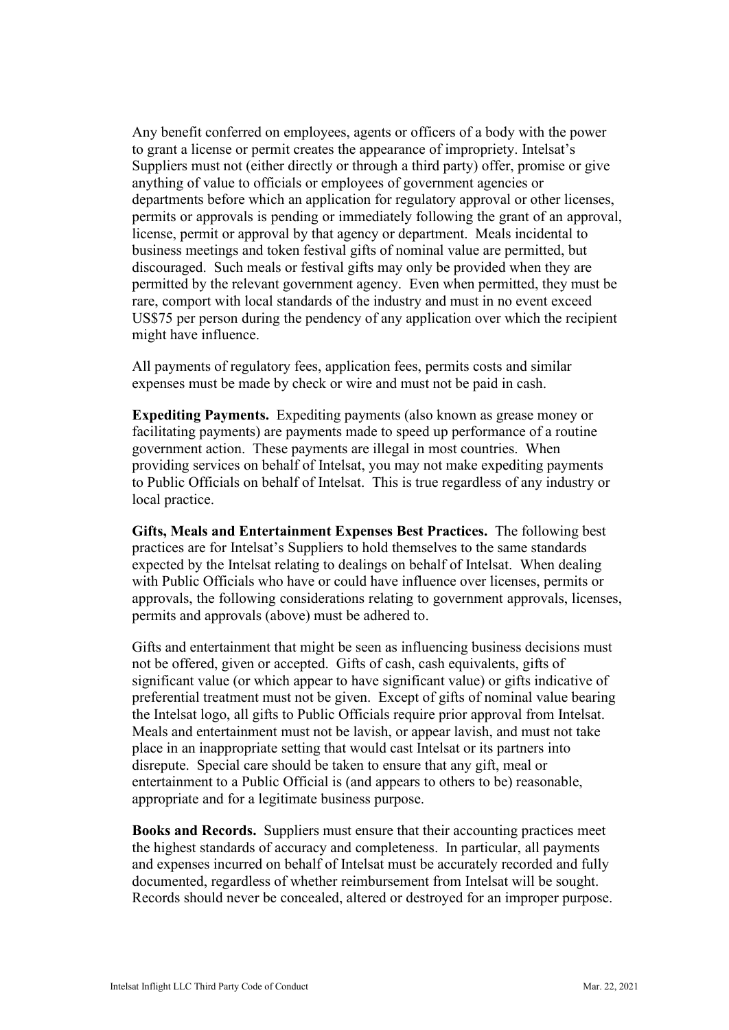Any benefit conferred on employees, agents or officers of a body with the power to grant a license or permit creates the appearance of impropriety. Intelsat's Suppliers must not (either directly or through a third party) offer, promise or give anything of value to officials or employees of government agencies or departments before which an application for regulatory approval or other licenses, permits or approvals is pending or immediately following the grant of an approval, license, permit or approval by that agency or department. Meals incidental to business meetings and token festival gifts of nominal value are permitted, but discouraged. Such meals or festival gifts may only be provided when they are permitted by the relevant government agency. Even when permitted, they must be rare, comport with local standards of the industry and must in no event exceed US$75 per person during the pendency of any application over which the recipient might have influence.

All payments of regulatory fees, application fees, permits costs and similar expenses must be made by check or wire and must not be paid in cash.

**Expediting Payments.** Expediting payments (also known as grease money or facilitating payments) are payments made to speed up performance of a routine government action. These payments are illegal in most countries. When providing services on behalf of Intelsat, you may not make expediting payments to Public Officials on behalf of Intelsat. This is true regardless of any industry or local practice.

**Gifts, Meals and Entertainment Expenses Best Practices.** The following best practices are for Intelsat's Suppliers to hold themselves to the same standards expected by the Intelsat relating to dealings on behalf of Intelsat. When dealing with Public Officials who have or could have influence over licenses, permits or approvals, the following considerations relating to government approvals, licenses, permits and approvals (above) must be adhered to.

Gifts and entertainment that might be seen as influencing business decisions must not be offered, given or accepted. Gifts of cash, cash equivalents, gifts of significant value (or which appear to have significant value) or gifts indicative of preferential treatment must not be given. Except of gifts of nominal value bearing the Intelsat logo, all gifts to Public Officials require prior approval from Intelsat. Meals and entertainment must not be lavish, or appear lavish, and must not take place in an inappropriate setting that would cast Intelsat or its partners into disrepute. Special care should be taken to ensure that any gift, meal or entertainment to a Public Official is (and appears to others to be) reasonable, appropriate and for a legitimate business purpose.

**Books and Records.** Suppliers must ensure that their accounting practices meet the highest standards of accuracy and completeness. In particular, all payments and expenses incurred on behalf of Intelsat must be accurately recorded and fully documented, regardless of whether reimbursement from Intelsat will be sought. Records should never be concealed, altered or destroyed for an improper purpose.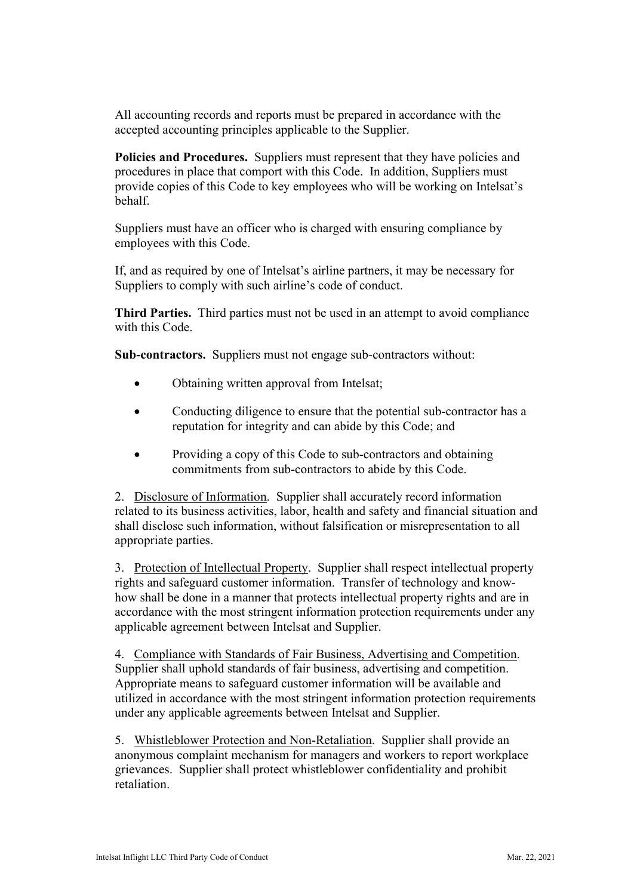All accounting records and reports must be prepared in accordance with the accepted accounting principles applicable to the Supplier.

**Policies and Procedures.** Suppliers must represent that they have policies and procedures in place that comport with this Code. In addition, Suppliers must provide copies of this Code to key employees who will be working on Intelsat's behalf.

Suppliers must have an officer who is charged with ensuring compliance by employees with this Code.

If, and as required by one of Intelsat's airline partners, it may be necessary for Suppliers to comply with such airline's code of conduct.

**Third Parties.** Third parties must not be used in an attempt to avoid compliance with this Code.

**Sub-contractors.** Suppliers must not engage sub-contractors without:

- Obtaining written approval from Intelsat;
- Conducting diligence to ensure that the potential sub-contractor has a reputation for integrity and can abide by this Code; and
- Providing a copy of this Code to sub-contractors and obtaining commitments from sub-contractors to abide by this Code.

2. Disclosure of Information. Supplier shall accurately record information related to its business activities, labor, health and safety and financial situation and shall disclose such information, without falsification or misrepresentation to all appropriate parties.

3. Protection of Intellectual Property. Supplier shall respect intellectual property rights and safeguard customer information. Transfer of technology and know-how shall be done in a manner that protects intellectual property rights and are in accordance with the most stringent information protection requirements under any applicable agreement between Intelsat and Supplier.

4. Compliance with Standards of Fair Business, Advertising and Competition. Supplier shall uphold standards of fair business, advertising and competition. Appropriate means to safeguard customer information will be available and utilized in accordance with the most stringent information protection requirements under any applicable agreements between Intelsat and Supplier.

5. Whistleblower Protection and Non-Retaliation. Supplier shall provide an anonymous complaint mechanism for managers and workers to report workplace grievances. Supplier shall protect whistleblower confidentiality and prohibit retaliation.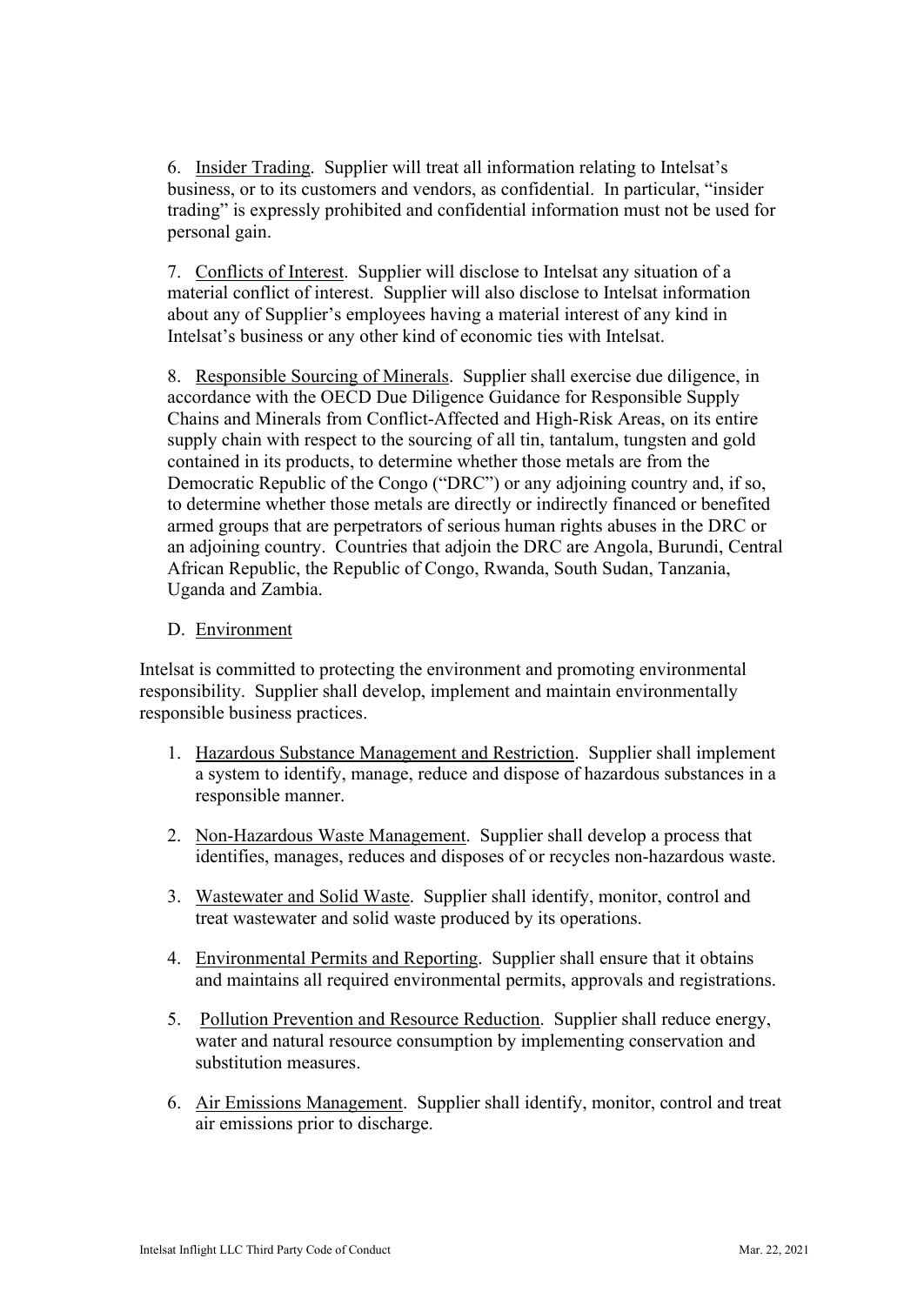6. Insider Trading. Supplier will treat all information relating to Intelsat's business, or to its customers and vendors, as confidential. In particular, "insider trading" is expressly prohibited and confidential information must not be used for personal gain.

7. Conflicts of Interest. Supplier will disclose to Intelsat any situation of a material conflict of interest. Supplier will also disclose to Intelsat information about any of Supplier's employees having a material interest of any kind in Intelsat's business or any other kind of economic ties with Intelsat.

8. Responsible Sourcing of Minerals. Supplier shall exercise due diligence, in accordance with the OECD Due Diligence Guidance for Responsible Supply Chains and Minerals from Conflict-Affected and High-Risk Areas, on its entire supply chain with respect to the sourcing of all tin, tantalum, tungsten and gold contained in its products, to determine whether those metals are from the Democratic Republic of the Congo ("DRC") or any adjoining country and, if so, to determine whether those metals are directly or indirectly financed or benefited armed groups that are perpetrators of serious human rights abuses in the DRC or an adjoining country. Countries that adjoin the DRC are Angola, Burundi, Central African Republic, the Republic of Congo, Rwanda, South Sudan, Tanzania, Uganda and Zambia.

## D. Environment

Intelsat is committed to protecting the environment and promoting environmental responsibility. Supplier shall develop, implement and maintain environmentally responsible business practices.

1. Hazardous Substance Management and Restriction. Supplier shall implement a system to identify, manage, reduce and dispose of hazardous substances in a responsible manner.
2. Non-Hazardous Waste Management. Supplier shall develop a process that identifies, manages, reduces and disposes of or recycles non-hazardous waste.
3. Wastewater and Solid Waste. Supplier shall identify, monitor, control and treat wastewater and solid waste produced by its operations.
4. Environmental Permits and Reporting. Supplier shall ensure that it obtains and maintains all required environmental permits, approvals and registrations.
5. Pollution Prevention and Resource Reduction. Supplier shall reduce energy, water and natural resource consumption by implementing conservation and substitution measures.
6. Air Emissions Management. Supplier shall identify, monitor, control and treat air emissions prior to discharge.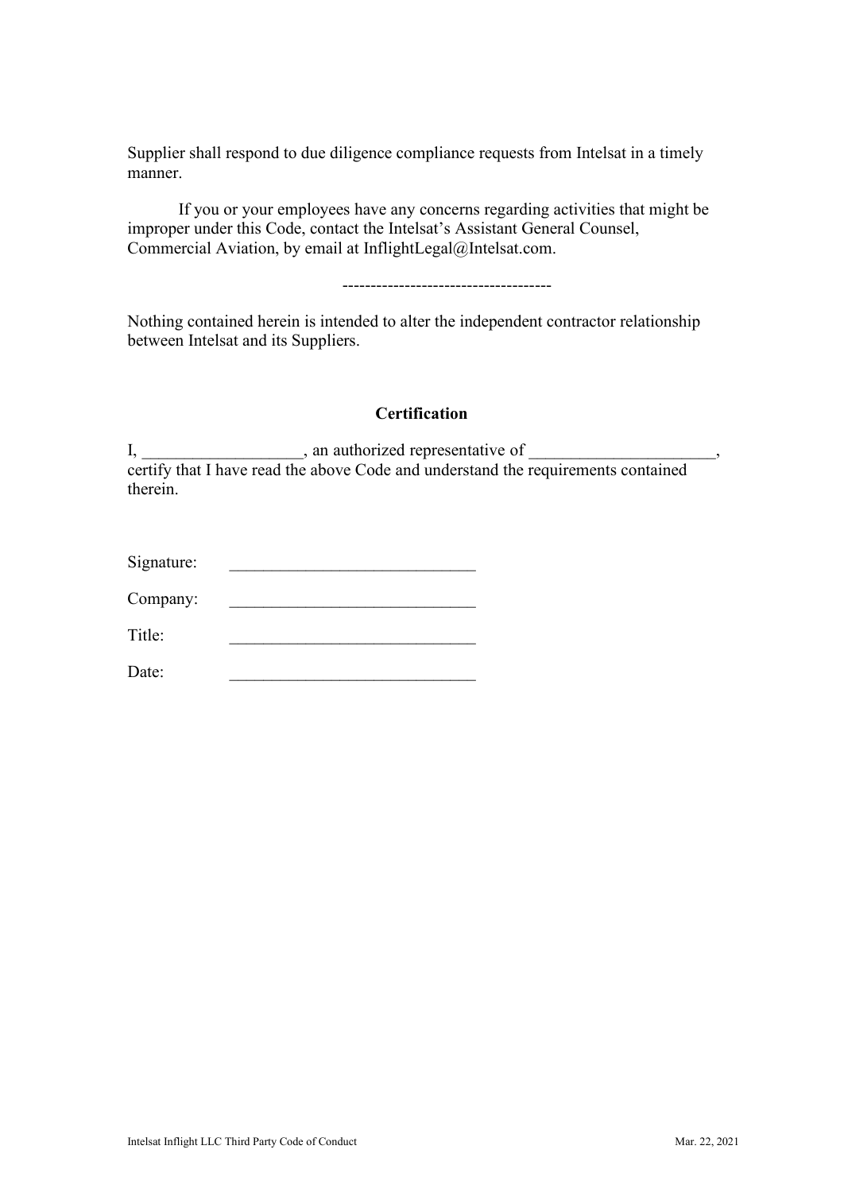Supplier shall respond to due diligence compliance requests from Intelsat in a timely manner.

If you or your employees have any concerns regarding activities that might be improper under this Code, contact the Intelsat's Assistant General Counsel, Commercial Aviation, by email at InflightLegal@Intelsat.com.

-------------------------------------

Nothing contained herein is intended to alter the independent contractor relationship between Intelsat and its Suppliers.

**Certification**

I, ___________________, an authorized representative of ______________________, certify that I have read the above Code and understand the requirements contained therein.

Signature: _____________________________

Company: _____________________________

Title: _____________________________

Date: _____________________________